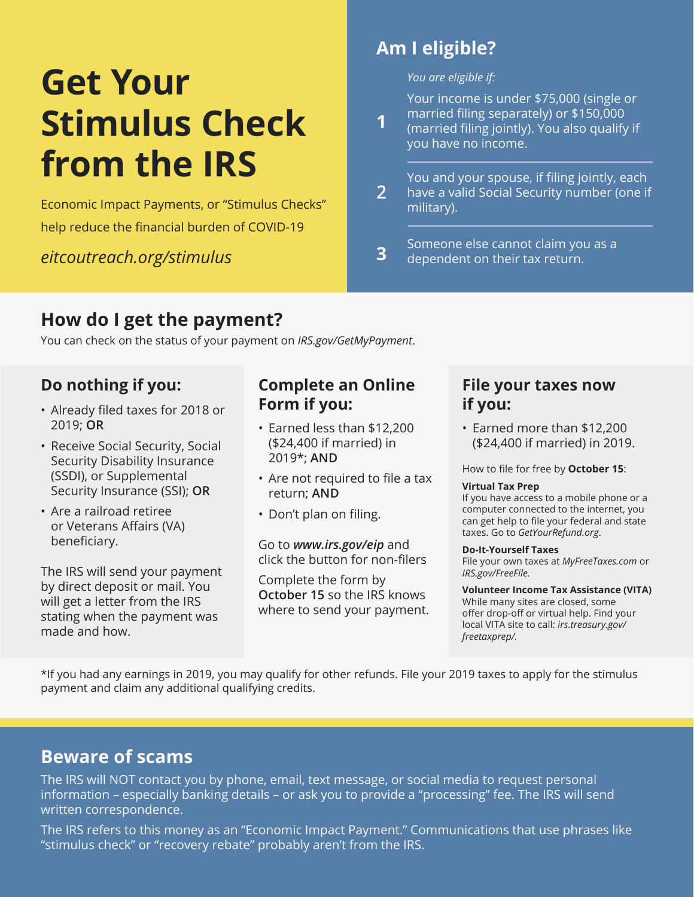# Get Your Stimulus Check from the IRS

Economic Impact Payments, or "Stimulus Checks" help reduce the financial burden of COVID-19

*eitcoutreach.org/stimulus*

## Am I eligible?

*You are eligible if:*

1. Your income is under $75,000 (single or married filing separately) or $150,000 (married filing jointly). You also qualify if you have no income.
2. You and your spouse, if filing jointly, each have a valid Social Security number (one if military).
3. Someone else cannot claim you as a dependent on their tax return.

## How do I get the payment?

You can check on the status of your payment on *IRS.gov/GetMyPayment*.

### Do nothing if you:

- Already filed taxes for 2018 or 2019; **OR**
- Receive Social Security, Social Security Disability Insurance (SSDI), or Supplemental Security Insurance (SSI); **OR**
- Are a railroad retiree or Veterans Affairs (VA) beneficiary.

The IRS will send your payment by direct deposit or mail. You will get a letter from the IRS stating when the payment was made and how.

### Complete an Online Form if you:

- Earned less than $12,200 ($24,400 if married) in 2019*; **AND**
- Are not required to file a tax return; **AND**
- Don't plan on filing.

Go to ***www.irs.gov/eip*** and click the button for non-filers

Complete the form by **October 15** so the IRS knows where to send your payment.

### File your taxes now if you:

- Earned more than $12,200 ($24,400 if married) in 2019.

How to file for free by **October 15**:

**Virtual Tax Prep**
If you have access to a mobile phone or a computer connected to the internet, you can get help to file your federal and state taxes. Go to *GetYourRefund.org*.

**Do-It-Yourself Taxes**
File your own taxes at *MyFreeTaxes.com* or *IRS.gov/FreeFile.*

**Volunteer Income Tax Assistance (VITA)**
While many sites are closed, some offer drop-off or virtual help. Find your local VITA site to call: *irs.treasury.gov/freetaxprep/.*

*If you had any earnings in 2019, you may qualify for other refunds. File your 2019 taxes to apply for the stimulus payment and claim any additional qualifying credits.

## Beware of scams

The IRS will NOT contact you by phone, email, text message, or social media to request personal information – especially banking details – or ask you to provide a "processing" fee. The IRS will send written correspondence.

The IRS refers to this money as an "Economic Impact Payment." Communications that use phrases like "stimulus check" or "recovery rebate" probably aren't from the IRS.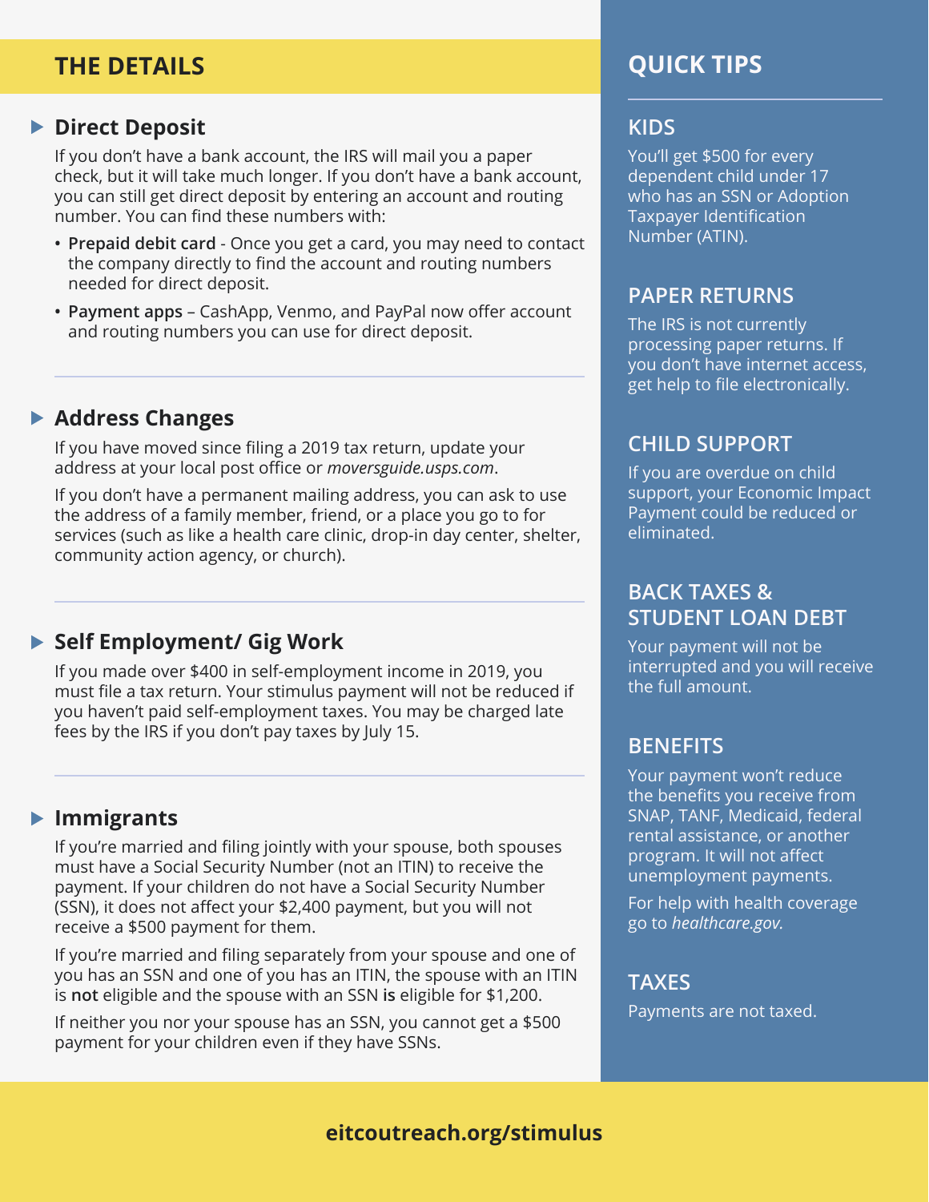## THE DETAILS

### Direct Deposit

If you don't have a bank account, the IRS will mail you a paper check, but it will take much longer. If you don't have a bank account, you can still get direct deposit by entering an account and routing number. You can find these numbers with:

- **Prepaid debit card** - Once you get a card, you may need to contact the company directly to find the account and routing numbers needed for direct deposit.
- **Payment apps** – CashApp, Venmo, and PayPal now offer account and routing numbers you can use for direct deposit.

### Address Changes

If you have moved since filing a 2019 tax return, update your address at your local post office or *moversguide.usps.com*.

If you don't have a permanent mailing address, you can ask to use the address of a family member, friend, or a place you go to for services (such as like a health care clinic, drop-in day center, shelter, community action agency, or church).

### Self Employment/ Gig Work

If you made over $400 in self-employment income in 2019, you must file a tax return. Your stimulus payment will not be reduced if you haven't paid self-employment taxes. You may be charged late fees by the IRS if you don't pay taxes by July 15.

### Immigrants

If you're married and filing jointly with your spouse, both spouses must have a Social Security Number (not an ITIN) to receive the payment. If your children do not have a Social Security Number (SSN), it does not affect your $2,400 payment, but you will not receive a $500 payment for them.

If you're married and filing separately from your spouse and one of you has an SSN and one of you has an ITIN, the spouse with an ITIN is **not** eligible and the spouse with an SSN **is** eligible for $1,200.

If neither you nor your spouse has an SSN, you cannot get a $500 payment for your children even if they have SSNs.

## QUICK TIPS

### KIDS

You'll get $500 for every dependent child under 17 who has an SSN or Adoption Taxpayer Identification Number (ATIN).

### PAPER RETURNS

The IRS is not currently processing paper returns. If you don't have internet access, get help to file electronically.

### CHILD SUPPORT

If you are overdue on child support, your Economic Impact Payment could be reduced or eliminated.

### BACK TAXES & STUDENT LOAN DEBT

Your payment will not be interrupted and you will receive the full amount.

### BENEFITS

Your payment won't reduce the benefits you receive from SNAP, TANF, Medicaid, federal rental assistance, or another program. It will not affect unemployment payments.

For help with health coverage go to *healthcare.gov.*

### TAXES

Payments are not taxed.

**eitcoutreach.org/stimulus**